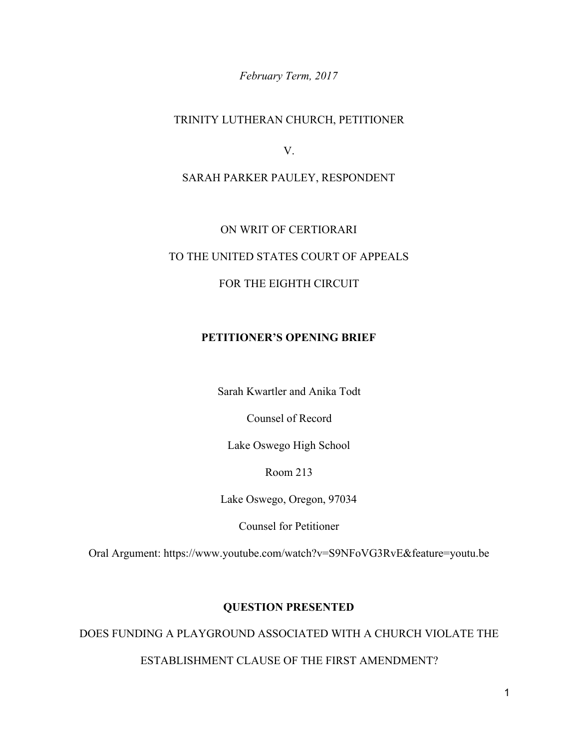*February Term, 2017*

TRINITY LUTHERAN CHURCH, PETITIONER

V.

SARAH PARKER PAULEY, RESPONDENT

ON WRIT OF CERTIORARI

TO THE UNITED STATES COURT OF APPEALS

FOR THE EIGHTH CIRCUIT

# PETITIONER'S OPENING BRIEF

Sarah Kwartler and Anika Todt

Counsel of Record

Lake Oswego High School

Room 213

Lake Oswego, Oregon, 97034

Counsel for Petitioner

Oral Argument: https://www.youtube.com/watch?v=S9NFoVG3RvE&feature=youtu.be

## QUESTION PRESENTED

DOES FUNDING A PLAYGROUND ASSOCIATED WITH A CHURCH VIOLATE THE ESTABLISHMENT CLAUSE OF THE FIRST AMENDMENT?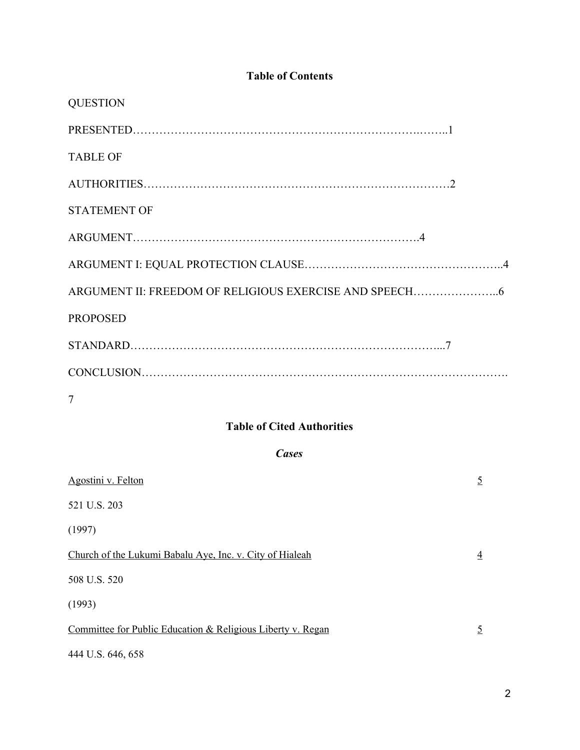## Table of Contents

QUESTION

PRESENTED……………………………………………………………….……..1

TABLE OF

AUTHORITIES………………………………………………………………………2

STATEMENT OF

ARGUMENT……………………………………………………………….4

ARGUMENT I: EQUAL PROTECTION CLAUSE……………………………………………..4

ARGUMENT II: FREEDOM OF RELIGIOUS EXERCISE AND SPEECH…………….……..6

PROPOSED

STANDARD……………………………………………………………………...7

CONCLUSION…………………………………………………………………………………….

7

## Table of Cited Authorities

### *Cases*

<u>Agostini v. Felton</u> <u>5</u>

521 U.S. 203

(1997)

<u>Church of the Lukumi Babalu Aye, Inc. v. City of Hialeah</u> <u>4</u>

508 U.S. 520

(1993)

<u>Committee for Public Education & Religious Liberty v. Regan</u> <u>5</u>

444 U.S. 646, 658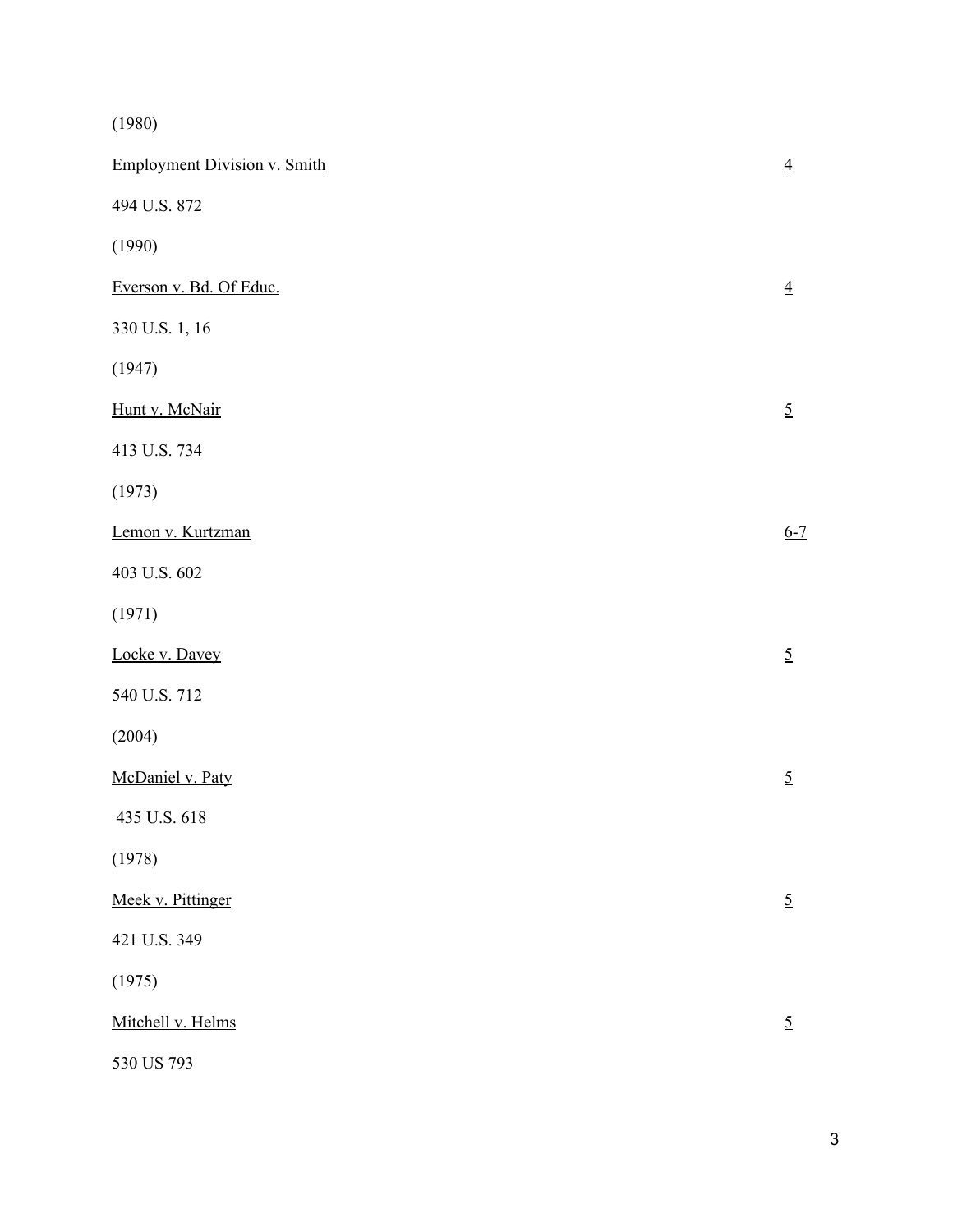(1980)

<u>Employment Division v. Smith</u> <u>4</u>

494 U.S. 872

(1990)

<u>Everson v. Bd. Of Educ.</u> <u>4</u>

330 U.S. 1, 16

(1947)

<u>Hunt v. McNair</u> <u>5</u>

413 U.S. 734

(1973)

<u>Lemon v. Kurtzman</u> <u>6-7</u>

403 U.S. 602

(1971)

<u>Locke v. Davey</u> <u>5</u>

540 U.S. 712

(2004)

<u>McDaniel v. Paty</u> <u>5</u>

435 U.S. 618

(1978)

<u>Meek v. Pittinger</u> <u>5</u>

421 U.S. 349

(1975)

<u>Mitchell v. Helms</u> <u>5</u>

530 US 793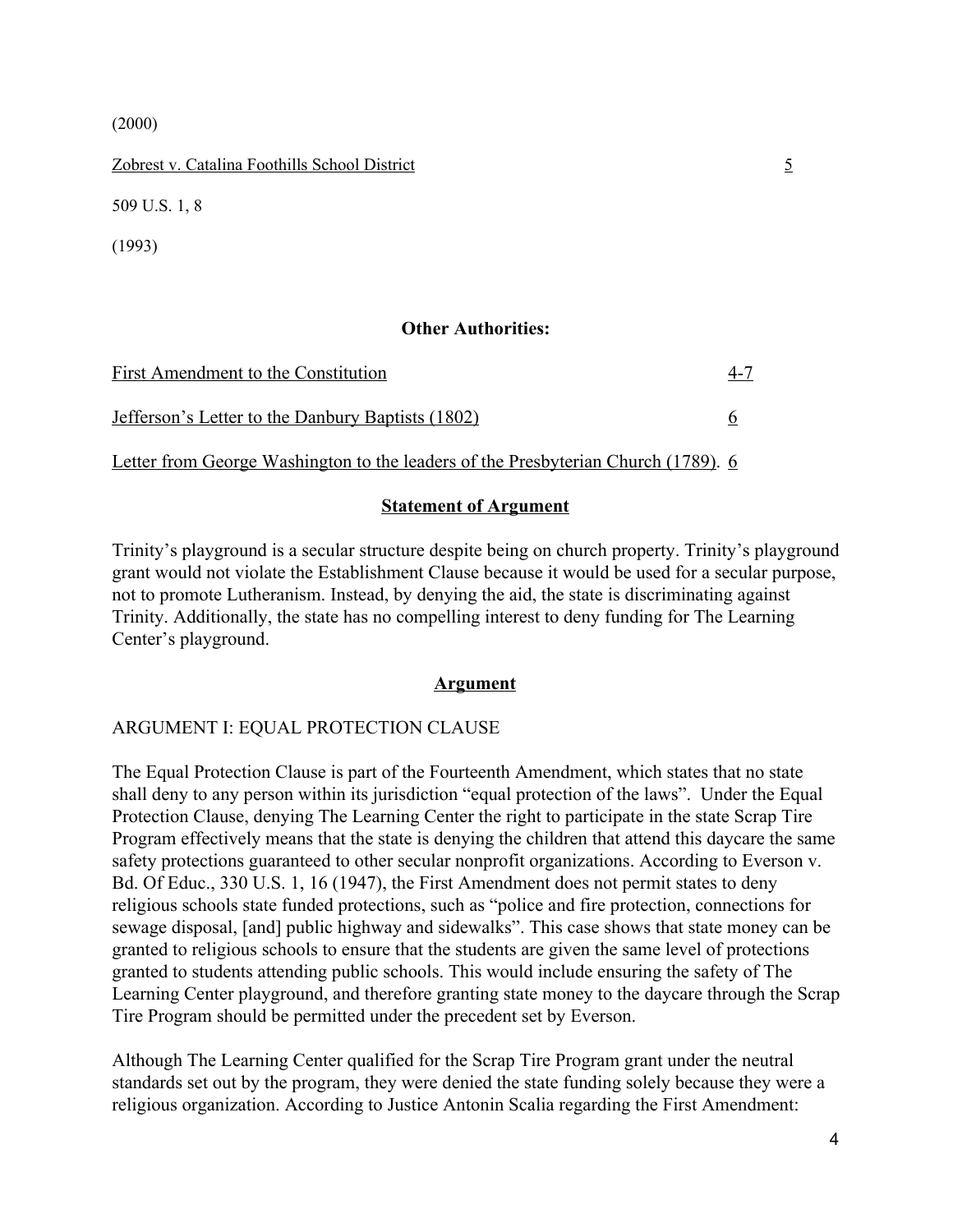(2000)

Zobrest v. Catalina Foothills School District 5

509 U.S. 1, 8

(1993)

**Other Authorities:**

First Amendment to the Constitution 4-7

Jefferson's Letter to the Danbury Baptists (1802) 6

Letter from George Washington to the leaders of the Presbyterian Church (1789). 6

**Statement of Argument**

Trinity's playground is a secular structure despite being on church property. Trinity's playground grant would not violate the Establishment Clause because it would be used for a secular purpose, not to promote Lutheranism. Instead, by denying the aid, the state is discriminating against Trinity. Additionally, the state has no compelling interest to deny funding for The Learning Center's playground.

**Argument**

ARGUMENT I: EQUAL PROTECTION CLAUSE

The Equal Protection Clause is part of the Fourteenth Amendment, which states that no state shall deny to any person within its jurisdiction "equal protection of the laws". Under the Equal Protection Clause, denying The Learning Center the right to participate in the state Scrap Tire Program effectively means that the state is denying the children that attend this daycare the same safety protections guaranteed to other secular nonprofit organizations. According to Everson v. Bd. Of Educ., 330 U.S. 1, 16 (1947), the First Amendment does not permit states to deny religious schools state funded protections, such as "police and fire protection, connections for sewage disposal, [and] public highway and sidewalks". This case shows that state money can be granted to religious schools to ensure that the students are given the same level of protections granted to students attending public schools. This would include ensuring the safety of The Learning Center playground, and therefore granting state money to the daycare through the Scrap Tire Program should be permitted under the precedent set by Everson.

Although The Learning Center qualified for the Scrap Tire Program grant under the neutral standards set out by the program, they were denied the state funding solely because they were a religious organization. According to Justice Antonin Scalia regarding the First Amendment: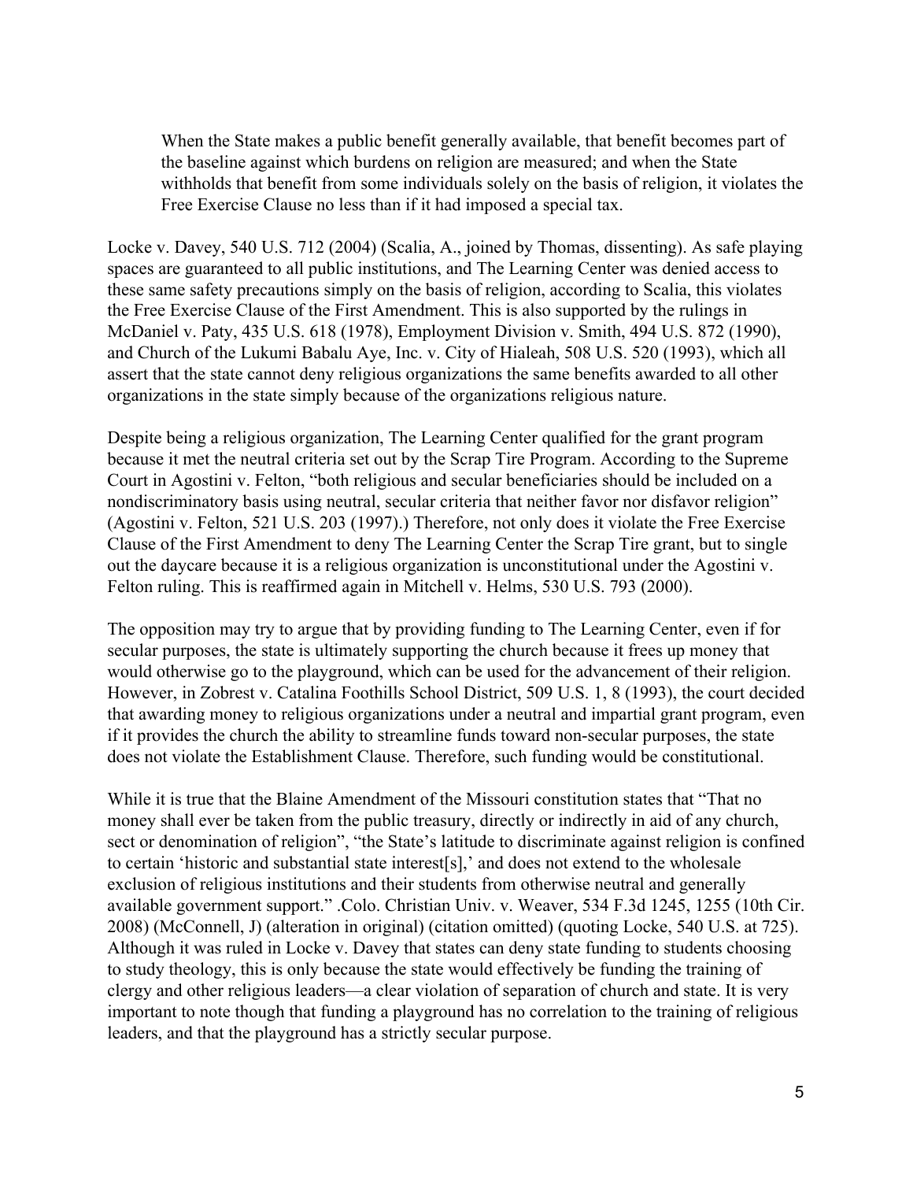> When the State makes a public benefit generally available, that benefit becomes part of the baseline against which burdens on religion are measured; and when the State withholds that benefit from some individuals solely on the basis of religion, it violates the Free Exercise Clause no less than if it had imposed a special tax.

Locke v. Davey, 540 U.S. 712 (2004) (Scalia, A., joined by Thomas, dissenting). As safe playing spaces are guaranteed to all public institutions, and The Learning Center was denied access to these same safety precautions simply on the basis of religion, according to Scalia, this violates the Free Exercise Clause of the First Amendment. This is also supported by the rulings in McDaniel v. Paty, 435 U.S. 618 (1978), Employment Division v. Smith, 494 U.S. 872 (1990), and Church of the Lukumi Babalu Aye, Inc. v. City of Hialeah, 508 U.S. 520 (1993), which all assert that the state cannot deny religious organizations the same benefits awarded to all other organizations in the state simply because of the organizations religious nature.

Despite being a religious organization, The Learning Center qualified for the grant program because it met the neutral criteria set out by the Scrap Tire Program. According to the Supreme Court in Agostini v. Felton, "both religious and secular beneficiaries should be included on a nondiscriminatory basis using neutral, secular criteria that neither favor nor disfavor religion" (Agostini v. Felton, 521 U.S. 203 (1997).) Therefore, not only does it violate the Free Exercise Clause of the First Amendment to deny The Learning Center the Scrap Tire grant, but to single out the daycare because it is a religious organization is unconstitutional under the Agostini v. Felton ruling. This is reaffirmed again in Mitchell v. Helms, 530 U.S. 793 (2000).

The opposition may try to argue that by providing funding to The Learning Center, even if for secular purposes, the state is ultimately supporting the church because it frees up money that would otherwise go to the playground, which can be used for the advancement of their religion. However, in Zobrest v. Catalina Foothills School District, 509 U.S. 1, 8 (1993), the court decided that awarding money to religious organizations under a neutral and impartial grant program, even if it provides the church the ability to streamline funds toward non-secular purposes, the state does not violate the Establishment Clause. Therefore, such funding would be constitutional.

While it is true that the Blaine Amendment of the Missouri constitution states that "That no money shall ever be taken from the public treasury, directly or indirectly in aid of any church, sect or denomination of religion", "the State's latitude to discriminate against religion is confined to certain 'historic and substantial state interest[s],' and does not extend to the wholesale exclusion of religious institutions and their students from otherwise neutral and generally available government support." .Colo. Christian Univ. v. Weaver, 534 F.3d 1245, 1255 (10th Cir. 2008) (McConnell, J) (alteration in original) (citation omitted) (quoting Locke, 540 U.S. at 725). Although it was ruled in Locke v. Davey that states can deny state funding to students choosing to study theology, this is only because the state would effectively be funding the training of clergy and other religious leaders—a clear violation of separation of church and state. It is very important to note though that funding a playground has no correlation to the training of religious leaders, and that the playground has a strictly secular purpose.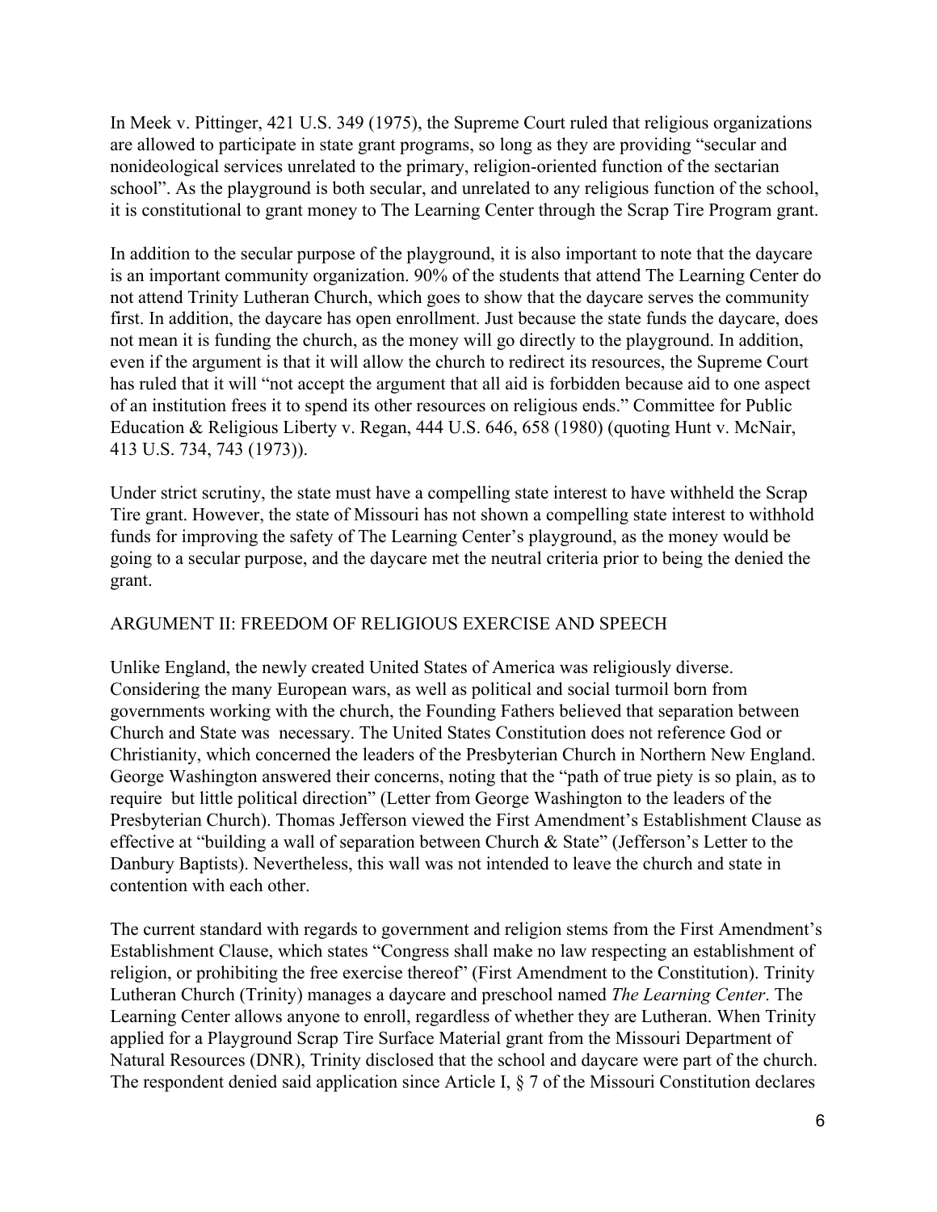In Meek v. Pittinger, 421 U.S. 349 (1975), the Supreme Court ruled that religious organizations are allowed to participate in state grant programs, so long as they are providing "secular and nonideological services unrelated to the primary, religion-oriented function of the sectarian school". As the playground is both secular, and unrelated to any religious function of the school, it is constitutional to grant money to The Learning Center through the Scrap Tire Program grant.

In addition to the secular purpose of the playground, it is also important to note that the daycare is an important community organization. 90% of the students that attend The Learning Center do not attend Trinity Lutheran Church, which goes to show that the daycare serves the community first. In addition, the daycare has open enrollment. Just because the state funds the daycare, does not mean it is funding the church, as the money will go directly to the playground. In addition, even if the argument is that it will allow the church to redirect its resources, the Supreme Court has ruled that it will "not accept the argument that all aid is forbidden because aid to one aspect of an institution frees it to spend its other resources on religious ends." Committee for Public Education & Religious Liberty v. Regan, 444 U.S. 646, 658 (1980) (quoting Hunt v. McNair, 413 U.S. 734, 743 (1973)).

Under strict scrutiny, the state must have a compelling state interest to have withheld the Scrap Tire grant. However, the state of Missouri has not shown a compelling state interest to withhold funds for improving the safety of The Learning Center's playground, as the money would be going to a secular purpose, and the daycare met the neutral criteria prior to being the denied the grant.

## ARGUMENT II: FREEDOM OF RELIGIOUS EXERCISE AND SPEECH

Unlike England, the newly created United States of America was religiously diverse. Considering the many European wars, as well as political and social turmoil born from governments working with the church, the Founding Fathers believed that separation between Church and State was necessary. The United States Constitution does not reference God or Christianity, which concerned the leaders of the Presbyterian Church in Northern New England. George Washington answered their concerns, noting that the "path of true piety is so plain, as to require but little political direction" (Letter from George Washington to the leaders of the Presbyterian Church). Thomas Jefferson viewed the First Amendment's Establishment Clause as effective at "building a wall of separation between Church & State" (Jefferson's Letter to the Danbury Baptists). Nevertheless, this wall was not intended to leave the church and state in contention with each other.

The current standard with regards to government and religion stems from the First Amendment's Establishment Clause, which states "Congress shall make no law respecting an establishment of religion, or prohibiting the free exercise thereof" (First Amendment to the Constitution). Trinity Lutheran Church (Trinity) manages a daycare and preschool named *The Learning Center*. The Learning Center allows anyone to enroll, regardless of whether they are Lutheran. When Trinity applied for a Playground Scrap Tire Surface Material grant from the Missouri Department of Natural Resources (DNR), Trinity disclosed that the school and daycare were part of the church. The respondent denied said application since Article I, § 7 of the Missouri Constitution declares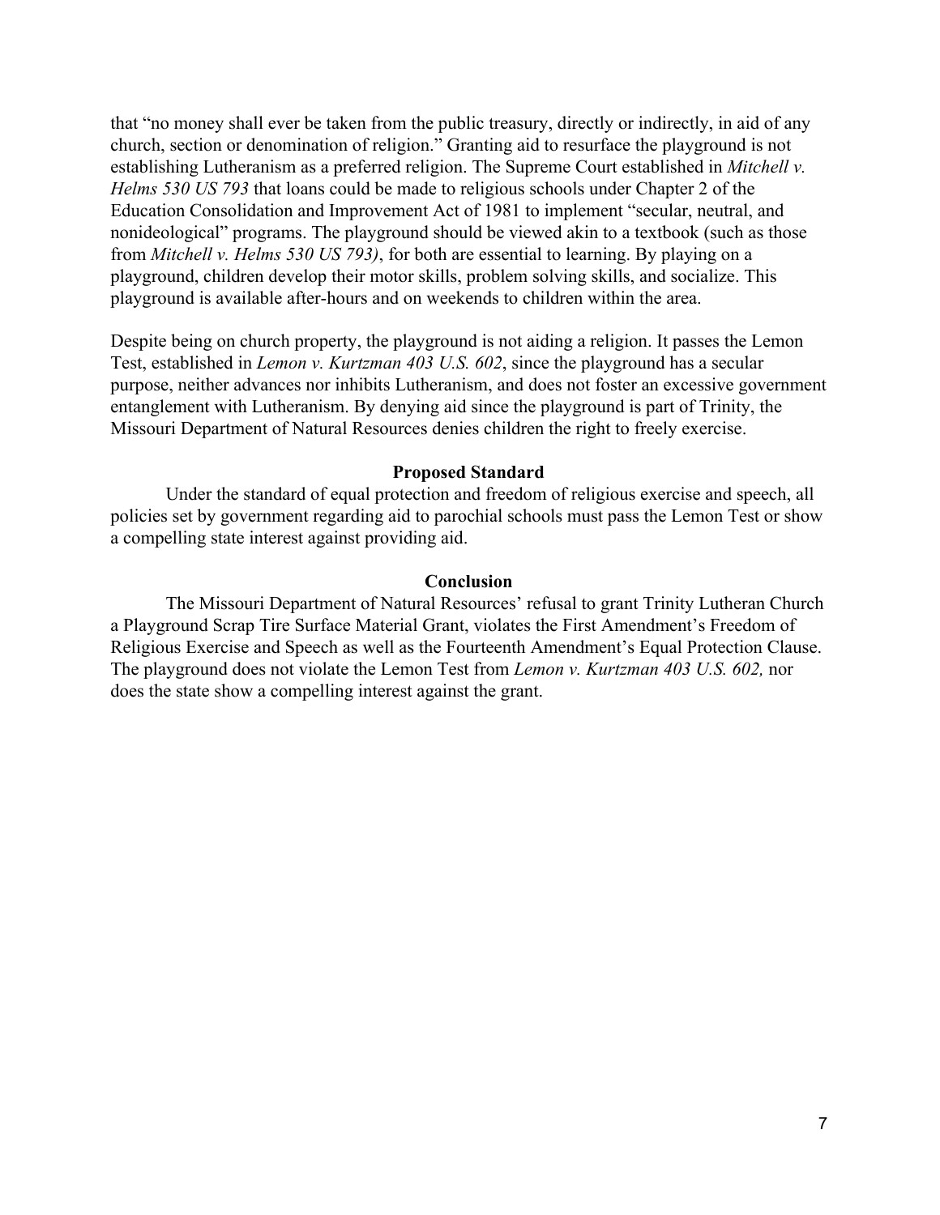that "no money shall ever be taken from the public treasury, directly or indirectly, in aid of any church, section or denomination of religion." Granting aid to resurface the playground is not establishing Lutheranism as a preferred religion. The Supreme Court established in *Mitchell v. Helms 530 US 793* that loans could be made to religious schools under Chapter 2 of the Education Consolidation and Improvement Act of 1981 to implement "secular, neutral, and nonideological" programs. The playground should be viewed akin to a textbook (such as those from *Mitchell v. Helms 530 US 793)*, for both are essential to learning. By playing on a playground, children develop their motor skills, problem solving skills, and socialize. This playground is available after-hours and on weekends to children within the area.

Despite being on church property, the playground is not aiding a religion. It passes the Lemon Test, established in *Lemon v. Kurtzman 403 U.S. 602*, since the playground has a secular purpose, neither advances nor inhibits Lutheranism, and does not foster an excessive government entanglement with Lutheranism. By denying aid since the playground is part of Trinity, the Missouri Department of Natural Resources denies children the right to freely exercise.

**Proposed Standard**

Under the standard of equal protection and freedom of religious exercise and speech, all policies set by government regarding aid to parochial schools must pass the Lemon Test or show a compelling state interest against providing aid.

**Conclusion**

The Missouri Department of Natural Resources' refusal to grant Trinity Lutheran Church a Playground Scrap Tire Surface Material Grant, violates the First Amendment's Freedom of Religious Exercise and Speech as well as the Fourteenth Amendment's Equal Protection Clause. The playground does not violate the Lemon Test from *Lemon v. Kurtzman 403 U.S. 602,* nor does the state show a compelling interest against the grant.